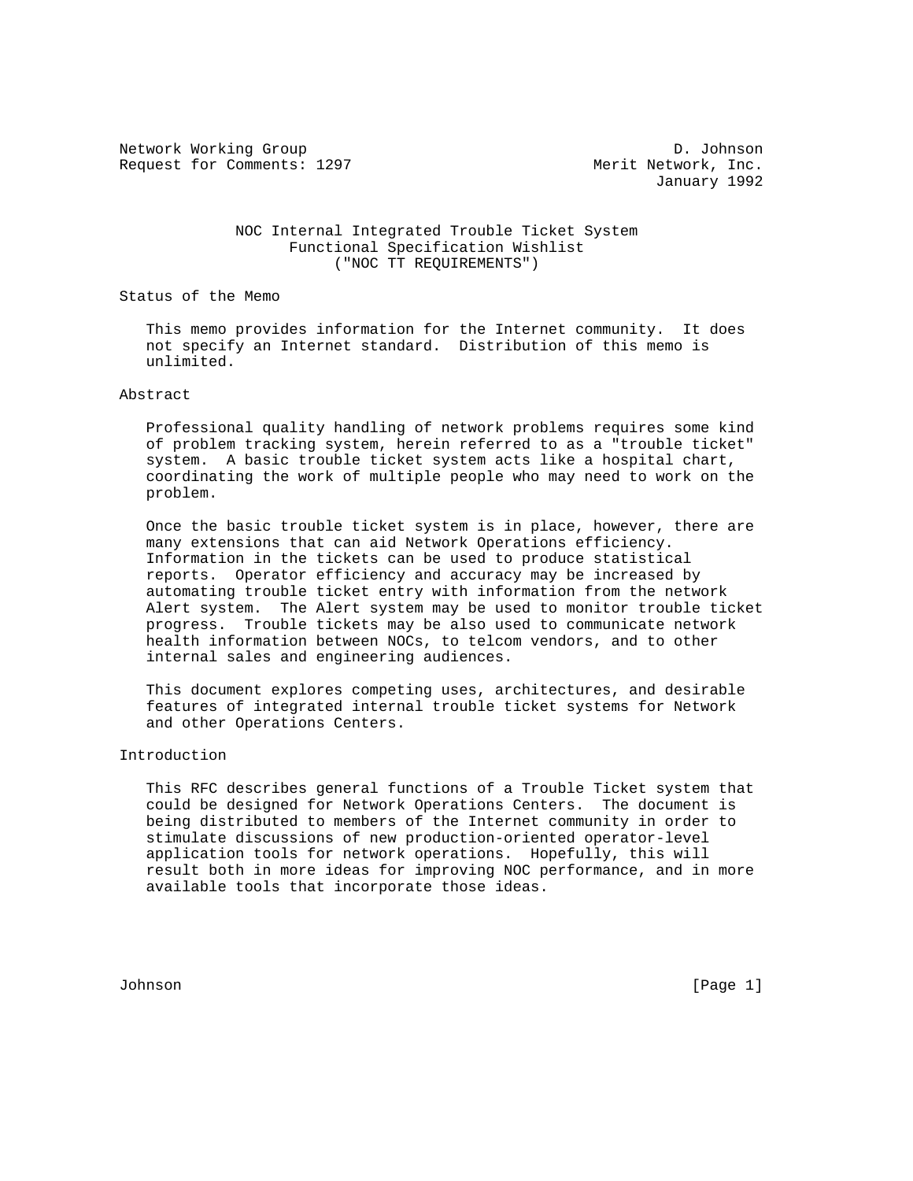Network Working Group D. Johnson
Request for Comments: 1297 Merit Network, Inc.
January 1992

# NOC Internal Integrated Trouble Ticket System Functional Specification Wishlist ("NOC TT REQUIREMENTS")

## Status of the Memo

This memo provides information for the Internet community. It does not specify an Internet standard. Distribution of this memo is unlimited.

## Abstract

Professional quality handling of network problems requires some kind of problem tracking system, herein referred to as a "trouble ticket" system. A basic trouble ticket system acts like a hospital chart, coordinating the work of multiple people who may need to work on the problem.

Once the basic trouble ticket system is in place, however, there are many extensions that can aid Network Operations efficiency. Information in the tickets can be used to produce statistical reports. Operator efficiency and accuracy may be increased by automating trouble ticket entry with information from the network Alert system. The Alert system may be used to monitor trouble ticket progress. Trouble tickets may be also used to communicate network health information between NOCs, to telcom vendors, and to other internal sales and engineering audiences.

This document explores competing uses, architectures, and desirable features of integrated internal trouble ticket systems for Network and other Operations Centers.

## Introduction

This RFC describes general functions of a Trouble Ticket system that could be designed for Network Operations Centers. The document is being distributed to members of the Internet community in order to stimulate discussions of new production-oriented operator-level application tools for network operations. Hopefully, this will result both in more ideas for improving NOC performance, and in more available tools that incorporate those ideas.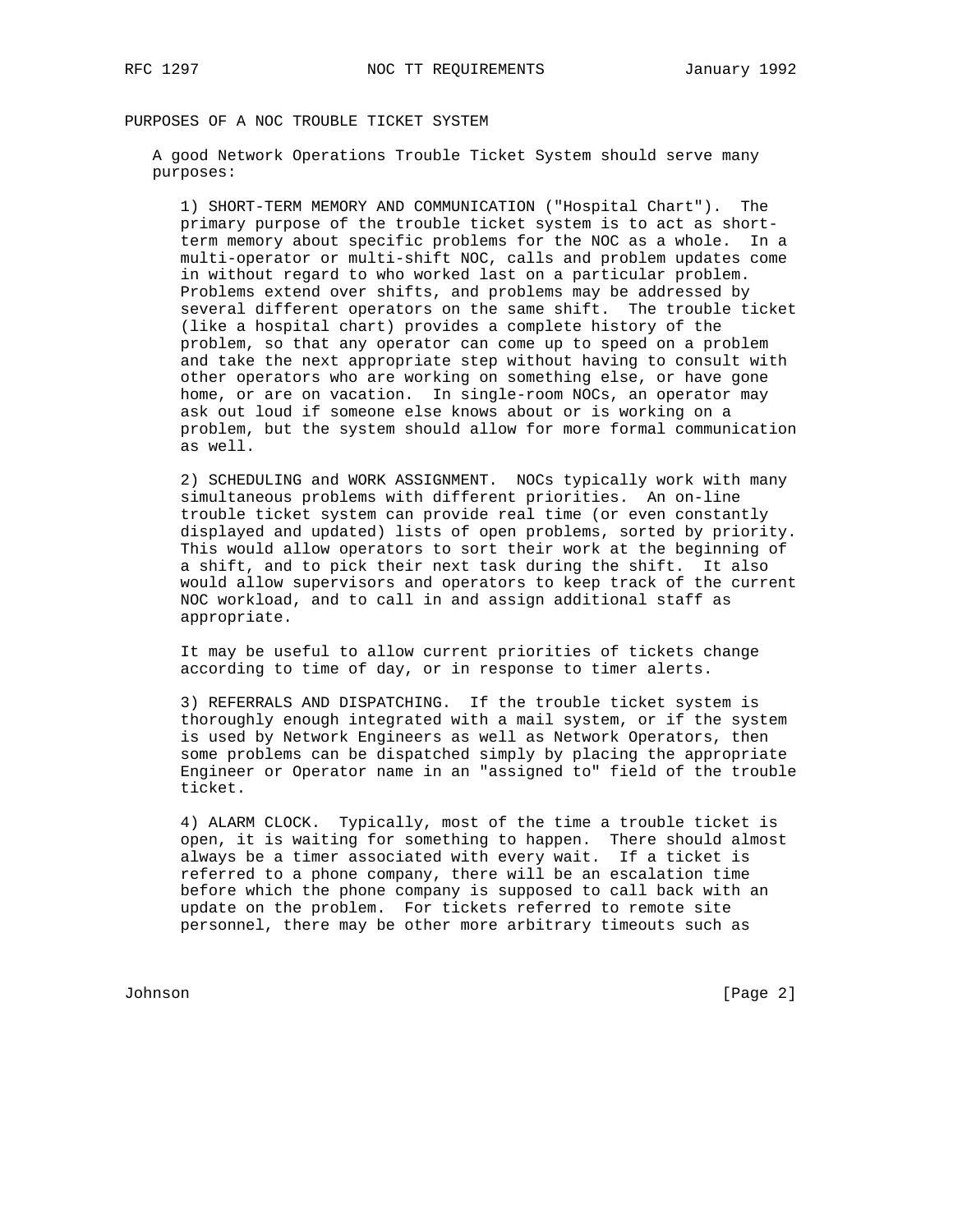## PURPOSES OF A NOC TROUBLE TICKET SYSTEM

A good Network Operations Trouble Ticket System should serve many purposes:

1) SHORT-TERM MEMORY AND COMMUNICATION ("Hospital Chart"). The primary purpose of the trouble ticket system is to act as short-term memory about specific problems for the NOC as a whole. In a multi-operator or multi-shift NOC, calls and problem updates come in without regard to who worked last on a particular problem. Problems extend over shifts, and problems may be addressed by several different operators on the same shift. The trouble ticket (like a hospital chart) provides a complete history of the problem, so that any operator can come up to speed on a problem and take the next appropriate step without having to consult with other operators who are working on something else, or have gone home, or are on vacation. In single-room NOCs, an operator may ask out loud if someone else knows about or is working on a problem, but the system should allow for more formal communication as well.

2) SCHEDULING and WORK ASSIGNMENT. NOCs typically work with many simultaneous problems with different priorities. An on-line trouble ticket system can provide real time (or even constantly displayed and updated) lists of open problems, sorted by priority. This would allow operators to sort their work at the beginning of a shift, and to pick their next task during the shift. It also would allow supervisors and operators to keep track of the current NOC workload, and to call in and assign additional staff as appropriate.

It may be useful to allow current priorities of tickets change according to time of day, or in response to timer alerts.

3) REFERRALS AND DISPATCHING. If the trouble ticket system is thoroughly enough integrated with a mail system, or if the system is used by Network Engineers as well as Network Operators, then some problems can be dispatched simply by placing the appropriate Engineer or Operator name in an "assigned to" field of the trouble ticket.

4) ALARM CLOCK. Typically, most of the time a trouble ticket is open, it is waiting for something to happen. There should almost always be a timer associated with every wait. If a ticket is referred to a phone company, there will be an escalation time before which the phone company is supposed to call back with an update on the problem. For tickets referred to remote site personnel, there may be other more arbitrary timeouts such as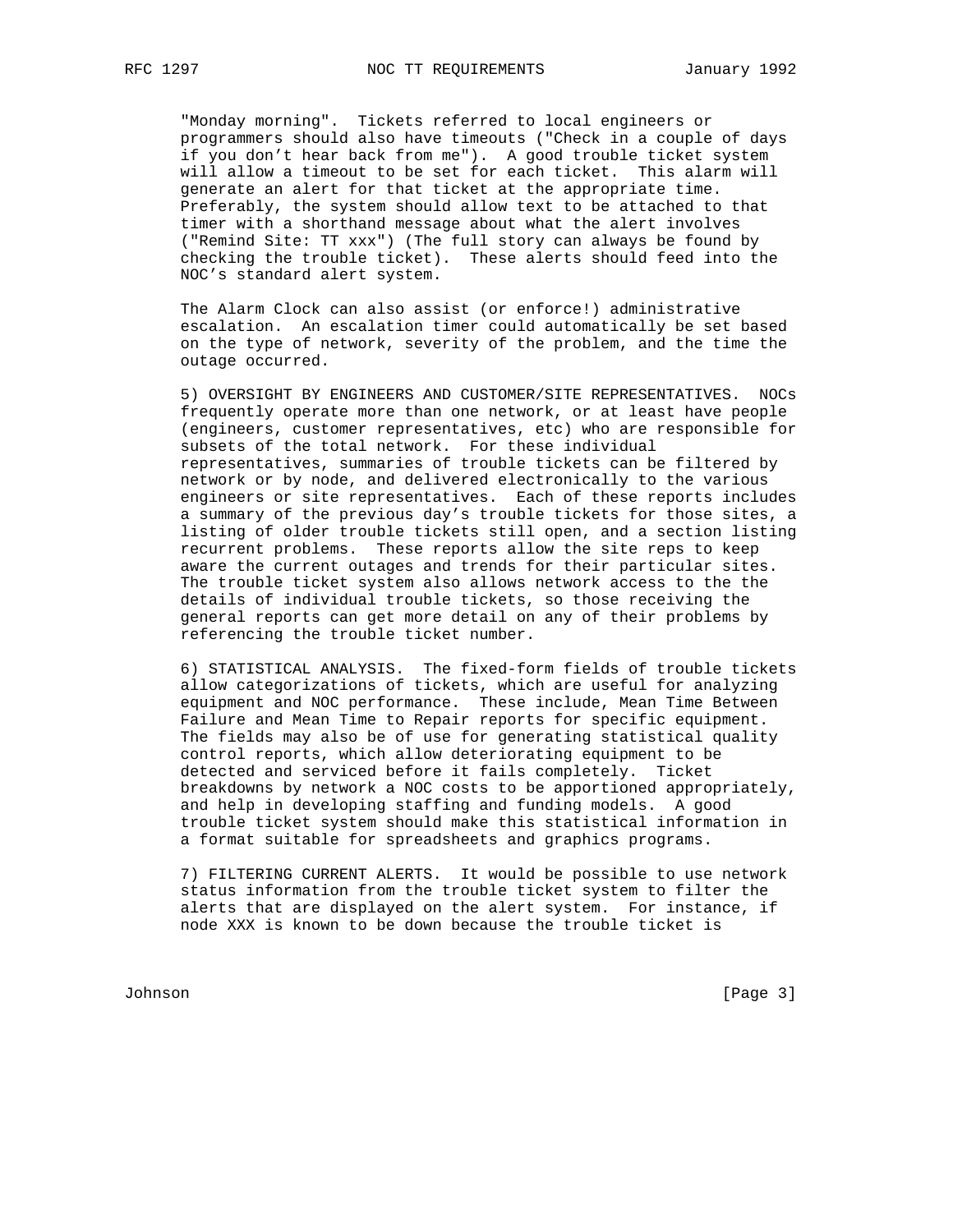"Monday morning". Tickets referred to local engineers or programmers should also have timeouts ("Check in a couple of days if you don't hear back from me"). A good trouble ticket system will allow a timeout to be set for each ticket. This alarm will generate an alert for that ticket at the appropriate time. Preferably, the system should allow text to be attached to that timer with a shorthand message about what the alert involves ("Remind Site: TT xxx") (The full story can always be found by checking the trouble ticket). These alerts should feed into the NOC's standard alert system.

The Alarm Clock can also assist (or enforce!) administrative escalation. An escalation timer could automatically be set based on the type of network, severity of the problem, and the time the outage occurred.

5) OVERSIGHT BY ENGINEERS AND CUSTOMER/SITE REPRESENTATIVES. NOCs frequently operate more than one network, or at least have people (engineers, customer representatives, etc) who are responsible for subsets of the total network. For these individual representatives, summaries of trouble tickets can be filtered by network or by node, and delivered electronically to the various engineers or site representatives. Each of these reports includes a summary of the previous day's trouble tickets for those sites, a listing of older trouble tickets still open, and a section listing recurrent problems. These reports allow the site reps to keep aware the current outages and trends for their particular sites. The trouble ticket system also allows network access to the the details of individual trouble tickets, so those receiving the general reports can get more detail on any of their problems by referencing the trouble ticket number.

6) STATISTICAL ANALYSIS. The fixed-form fields of trouble tickets allow categorizations of tickets, which are useful for analyzing equipment and NOC performance. These include, Mean Time Between Failure and Mean Time to Repair reports for specific equipment. The fields may also be of use for generating statistical quality control reports, which allow deteriorating equipment to be detected and serviced before it fails completely. Ticket breakdowns by network a NOC costs to be apportioned appropriately, and help in developing staffing and funding models. A good trouble ticket system should make this statistical information in a format suitable for spreadsheets and graphics programs.

7) FILTERING CURRENT ALERTS. It would be possible to use network status information from the trouble ticket system to filter the alerts that are displayed on the alert system. For instance, if node XXX is known to be down because the trouble ticket is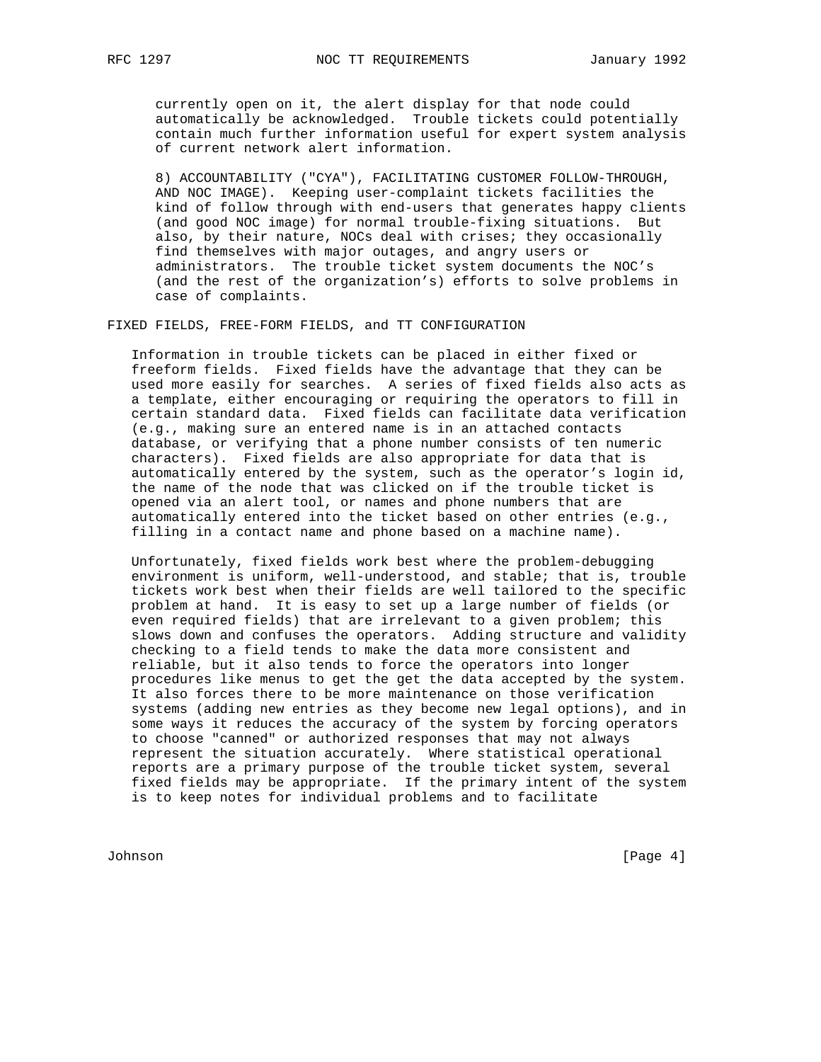currently open on it, the alert display for that node could automatically be acknowledged. Trouble tickets could potentially contain much further information useful for expert system analysis of current network alert information.

8) ACCOUNTABILITY ("CYA"), FACILITATING CUSTOMER FOLLOW-THROUGH, AND NOC IMAGE). Keeping user-complaint tickets facilities the kind of follow through with end-users that generates happy clients (and good NOC image) for normal trouble-fixing situations. But also, by their nature, NOCs deal with crises; they occasionally find themselves with major outages, and angry users or administrators. The trouble ticket system documents the NOC's (and the rest of the organization's) efforts to solve problems in case of complaints.

## FIXED FIELDS, FREE-FORM FIELDS, and TT CONFIGURATION

Information in trouble tickets can be placed in either fixed or freeform fields. Fixed fields have the advantage that they can be used more easily for searches. A series of fixed fields also acts as a template, either encouraging or requiring the operators to fill in certain standard data. Fixed fields can facilitate data verification (e.g., making sure an entered name is in an attached contacts database, or verifying that a phone number consists of ten numeric characters). Fixed fields are also appropriate for data that is automatically entered by the system, such as the operator's login id, the name of the node that was clicked on if the trouble ticket is opened via an alert tool, or names and phone numbers that are automatically entered into the ticket based on other entries (e.g., filling in a contact name and phone based on a machine name).

Unfortunately, fixed fields work best where the problem-debugging environment is uniform, well-understood, and stable; that is, trouble tickets work best when their fields are well tailored to the specific problem at hand. It is easy to set up a large number of fields (or even required fields) that are irrelevant to a given problem; this slows down and confuses the operators. Adding structure and validity checking to a field tends to make the data more consistent and reliable, but it also tends to force the operators into longer procedures like menus to get the get the data accepted by the system. It also forces there to be more maintenance on those verification systems (adding new entries as they become new legal options), and in some ways it reduces the accuracy of the system by forcing operators to choose "canned" or authorized responses that may not always represent the situation accurately. Where statistical operational reports are a primary purpose of the trouble ticket system, several fixed fields may be appropriate. If the primary intent of the system is to keep notes for individual problems and to facilitate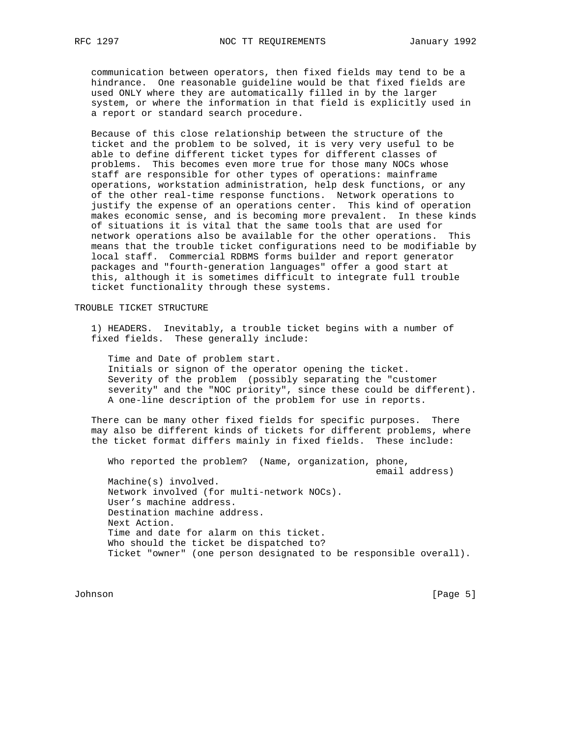communication between operators, then fixed fields may tend to be a hindrance. One reasonable guideline would be that fixed fields are used ONLY where they are automatically filled in by the larger system, or where the information in that field is explicitly used in a report or standard search procedure.

Because of this close relationship between the structure of the ticket and the problem to be solved, it is very very useful to be able to define different ticket types for different classes of problems. This becomes even more true for those many NOCs whose staff are responsible for other types of operations: mainframe operations, workstation administration, help desk functions, or any of the other real-time response functions. Network operations to justify the expense of an operations center. This kind of operation makes economic sense, and is becoming more prevalent. In these kinds of situations it is vital that the same tools that are used for network operations also be available for the other operations. This means that the trouble ticket configurations need to be modifiable by local staff. Commercial RDBMS forms builder and report generator packages and "fourth-generation languages" offer a good start at this, although it is sometimes difficult to integrate full trouble ticket functionality through these systems.

## TROUBLE TICKET STRUCTURE

1) HEADERS. Inevitably, a trouble ticket begins with a number of fixed fields. These generally include:

- Time and Date of problem start.
- Initials or signon of the operator opening the ticket.
- Severity of the problem (possibly separating the "customer severity" and the "NOC priority", since these could be different).
- A one-line description of the problem for use in reports.

There can be many other fixed fields for specific purposes. There may also be different kinds of tickets for different problems, where the ticket format differs mainly in fixed fields. These include:

- Who reported the problem? (Name, organization, phone, email address)
- Machine(s) involved.
- Network involved (for multi-network NOCs).
- User's machine address.
- Destination machine address.
- Next Action.
- Time and date for alarm on this ticket.
- Who should the ticket be dispatched to?
- Ticket "owner" (one person designated to be responsible overall).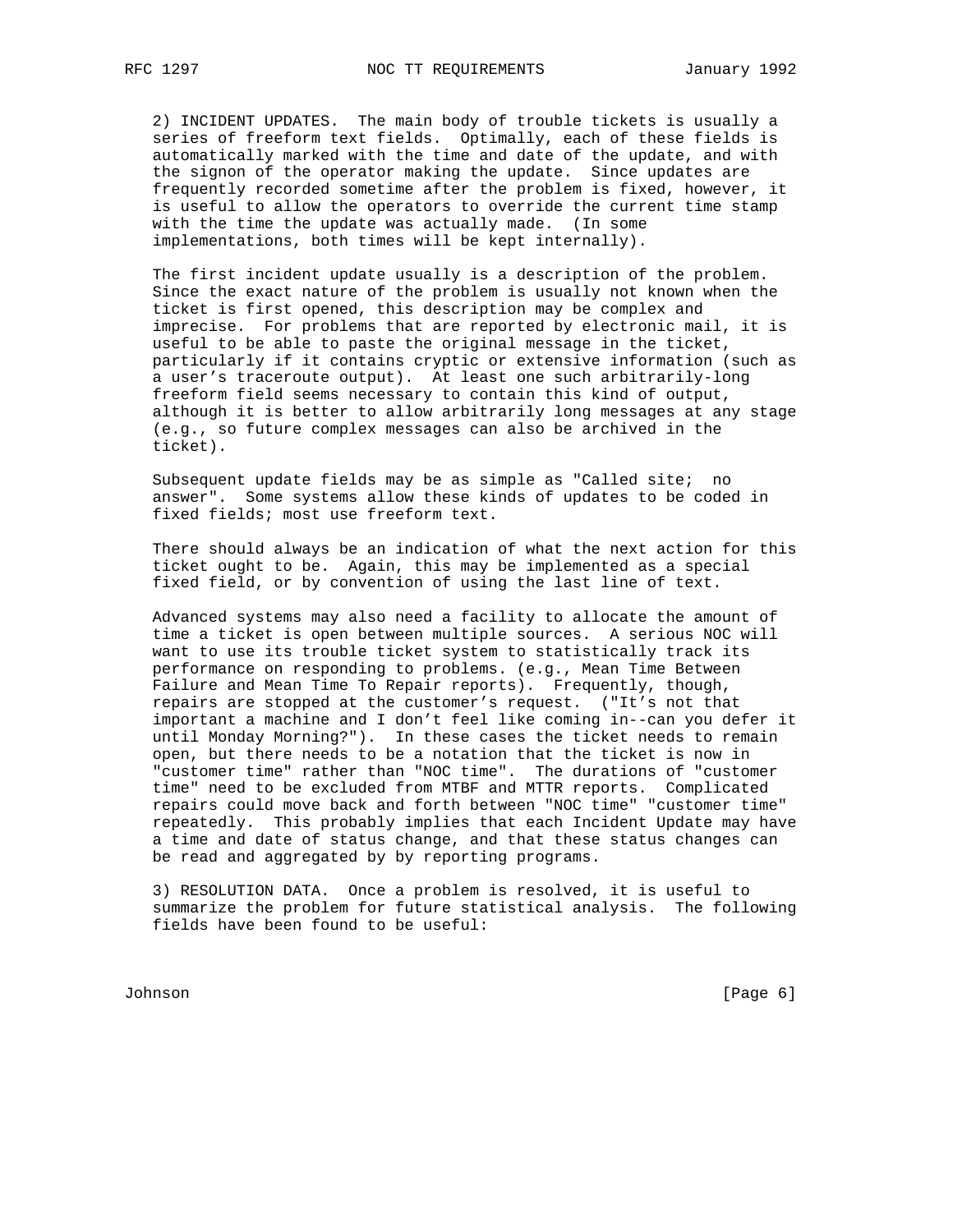2) INCIDENT UPDATES. The main body of trouble tickets is usually a series of freeform text fields. Optimally, each of these fields is automatically marked with the time and date of the update, and with the signon of the operator making the update. Since updates are frequently recorded sometime after the problem is fixed, however, it is useful to allow the operators to override the current time stamp with the time the update was actually made. (In some implementations, both times will be kept internally).

The first incident update usually is a description of the problem. Since the exact nature of the problem is usually not known when the ticket is first opened, this description may be complex and imprecise. For problems that are reported by electronic mail, it is useful to be able to paste the original message in the ticket, particularly if it contains cryptic or extensive information (such as a user's traceroute output). At least one such arbitrarily-long freeform field seems necessary to contain this kind of output, although it is better to allow arbitrarily long messages at any stage (e.g., so future complex messages can also be archived in the ticket).

Subsequent update fields may be as simple as "Called site; no answer". Some systems allow these kinds of updates to be coded in fixed fields; most use freeform text.

There should always be an indication of what the next action for this ticket ought to be. Again, this may be implemented as a special fixed field, or by convention of using the last line of text.

Advanced systems may also need a facility to allocate the amount of time a ticket is open between multiple sources. A serious NOC will want to use its trouble ticket system to statistically track its performance on responding to problems. (e.g., Mean Time Between Failure and Mean Time To Repair reports). Frequently, though, repairs are stopped at the customer's request. ("It's not that important a machine and I don't feel like coming in--can you defer it until Monday Morning?"). In these cases the ticket needs to remain open, but there needs to be a notation that the ticket is now in "customer time" rather than "NOC time". The durations of "customer time" need to be excluded from MTBF and MTTR reports. Complicated repairs could move back and forth between "NOC time" "customer time" repeatedly. This probably implies that each Incident Update may have a time and date of status change, and that these status changes can be read and aggregated by by reporting programs.

3) RESOLUTION DATA. Once a problem is resolved, it is useful to summarize the problem for future statistical analysis. The following fields have been found to be useful: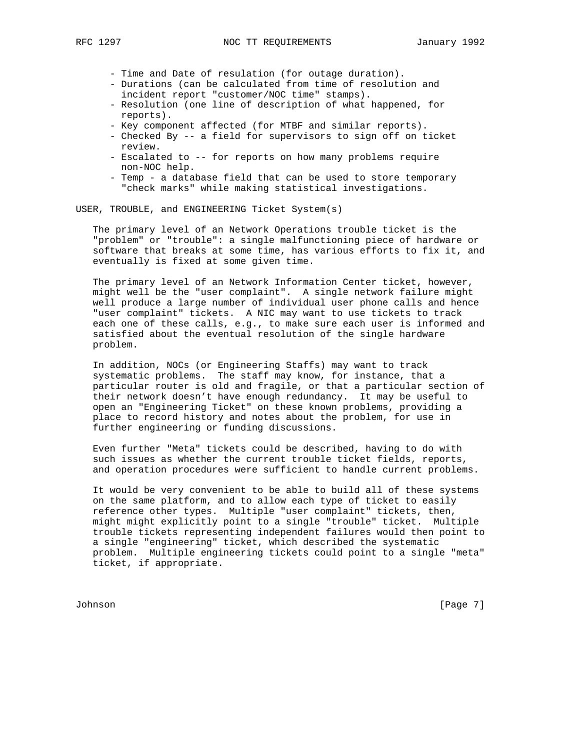- Time and Date of resulation (for outage duration).
- Durations (can be calculated from time of resolution and incident report "customer/NOC time" stamps).
- Resolution (one line of description of what happened, for reports).
- Key component affected (for MTBF and similar reports).
- Checked By -- a field for supervisors to sign off on ticket review.
- Escalated to -- for reports on how many problems require non-NOC help.
- Temp - a database field that can be used to store temporary "check marks" while making statistical investigations.

## USER, TROUBLE, and ENGINEERING Ticket System(s)

The primary level of an Network Operations trouble ticket is the "problem" or "trouble": a single malfunctioning piece of hardware or software that breaks at some time, has various efforts to fix it, and eventually is fixed at some given time.

The primary level of an Network Information Center ticket, however, might well be the "user complaint". A single network failure might well produce a large number of individual user phone calls and hence "user complaint" tickets. A NIC may want to use tickets to track each one of these calls, e.g., to make sure each user is informed and satisfied about the eventual resolution of the single hardware problem.

In addition, NOCs (or Engineering Staffs) may want to track systematic problems. The staff may know, for instance, that a particular router is old and fragile, or that a particular section of their network doesn't have enough redundancy. It may be useful to open an "Engineering Ticket" on these known problems, providing a place to record history and notes about the problem, for use in further engineering or funding discussions.

Even further "Meta" tickets could be described, having to do with such issues as whether the current trouble ticket fields, reports, and operation procedures were sufficient to handle current problems.

It would be very convenient to be able to build all of these systems on the same platform, and to allow each type of ticket to easily reference other types. Multiple "user complaint" tickets, then, might might explicitly point to a single "trouble" ticket. Multiple trouble tickets representing independent failures would then point to a single "engineering" ticket, which described the systematic problem. Multiple engineering tickets could point to a single "meta" ticket, if appropriate.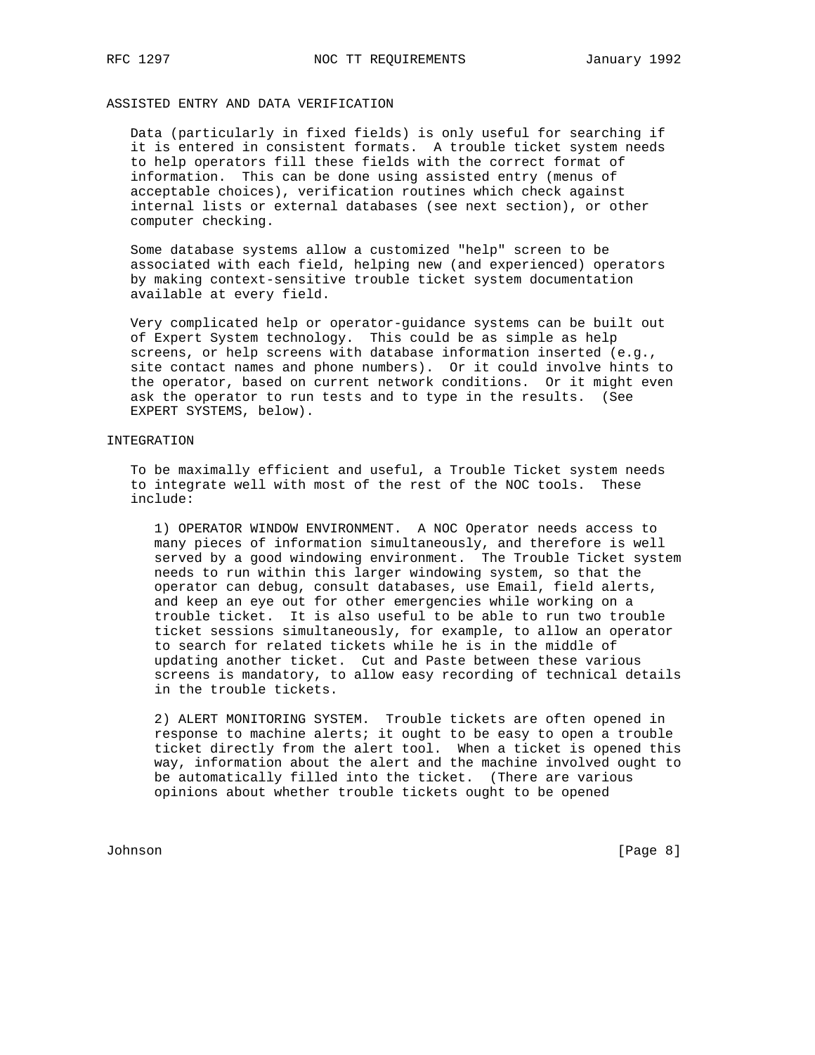## ASSISTED ENTRY AND DATA VERIFICATION

Data (particularly in fixed fields) is only useful for searching if it is entered in consistent formats. A trouble ticket system needs to help operators fill these fields with the correct format of information. This can be done using assisted entry (menus of acceptable choices), verification routines which check against internal lists or external databases (see next section), or other computer checking.

Some database systems allow a customized "help" screen to be associated with each field, helping new (and experienced) operators by making context-sensitive trouble ticket system documentation available at every field.

Very complicated help or operator-guidance systems can be built out of Expert System technology. This could be as simple as help screens, or help screens with database information inserted (e.g., site contact names and phone numbers). Or it could involve hints to the operator, based on current network conditions. Or it might even ask the operator to run tests and to type in the results. (See EXPERT SYSTEMS, below).

## INTEGRATION

To be maximally efficient and useful, a Trouble Ticket system needs to integrate well with most of the rest of the NOC tools. These include:

1) OPERATOR WINDOW ENVIRONMENT. A NOC Operator needs access to many pieces of information simultaneously, and therefore is well served by a good windowing environment. The Trouble Ticket system needs to run within this larger windowing system, so that the operator can debug, consult databases, use Email, field alerts, and keep an eye out for other emergencies while working on a trouble ticket. It is also useful to be able to run two trouble ticket sessions simultaneously, for example, to allow an operator to search for related tickets while he is in the middle of updating another ticket. Cut and Paste between these various screens is mandatory, to allow easy recording of technical details in the trouble tickets.

2) ALERT MONITORING SYSTEM. Trouble tickets are often opened in response to machine alerts; it ought to be easy to open a trouble ticket directly from the alert tool. When a ticket is opened this way, information about the alert and the machine involved ought to be automatically filled into the ticket. (There are various opinions about whether trouble tickets ought to be opened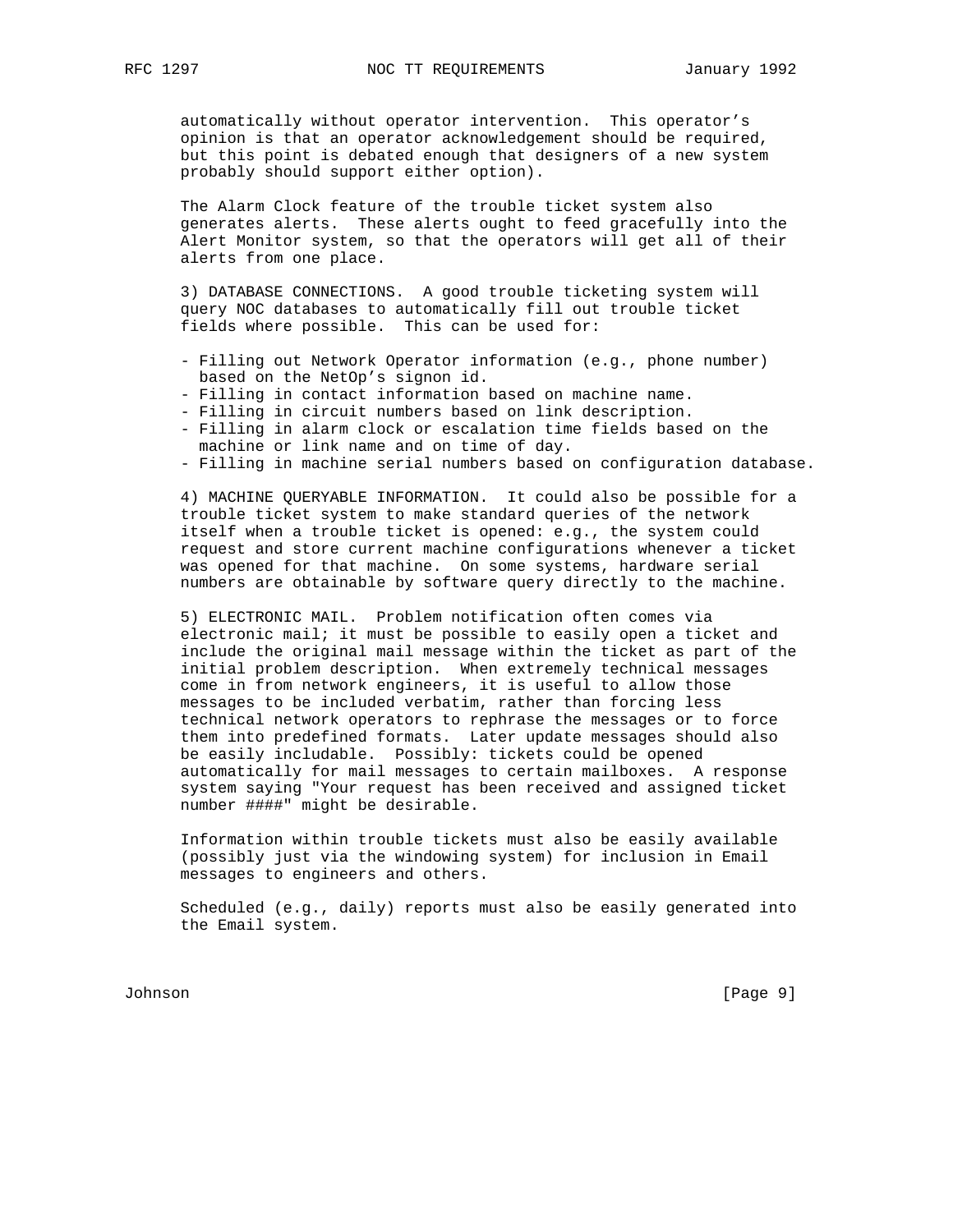automatically without operator intervention. This operator's opinion is that an operator acknowledgement should be required, but this point is debated enough that designers of a new system probably should support either option).

The Alarm Clock feature of the trouble ticket system also generates alerts. These alerts ought to feed gracefully into the Alert Monitor system, so that the operators will get all of their alerts from one place.

3) DATABASE CONNECTIONS. A good trouble ticketing system will query NOC databases to automatically fill out trouble ticket fields where possible. This can be used for:

- Filling out Network Operator information (e.g., phone number) based on the NetOp's signon id.
- Filling in contact information based on machine name.
- Filling in circuit numbers based on link description.
- Filling in alarm clock or escalation time fields based on the machine or link name and on time of day.
- Filling in machine serial numbers based on configuration database.

4) MACHINE QUERYABLE INFORMATION. It could also be possible for a trouble ticket system to make standard queries of the network itself when a trouble ticket is opened: e.g., the system could request and store current machine configurations whenever a ticket was opened for that machine. On some systems, hardware serial numbers are obtainable by software query directly to the machine.

5) ELECTRONIC MAIL. Problem notification often comes via electronic mail; it must be possible to easily open a ticket and include the original mail message within the ticket as part of the initial problem description. When extremely technical messages come in from network engineers, it is useful to allow those messages to be included verbatim, rather than forcing less technical network operators to rephrase the messages or to force them into predefined formats. Later update messages should also be easily includable. Possibly: tickets could be opened automatically for mail messages to certain mailboxes. A response system saying "Your request has been received and assigned ticket number ####" might be desirable.

Information within trouble tickets must also be easily available (possibly just via the windowing system) for inclusion in Email messages to engineers and others.

Scheduled (e.g., daily) reports must also be easily generated into the Email system.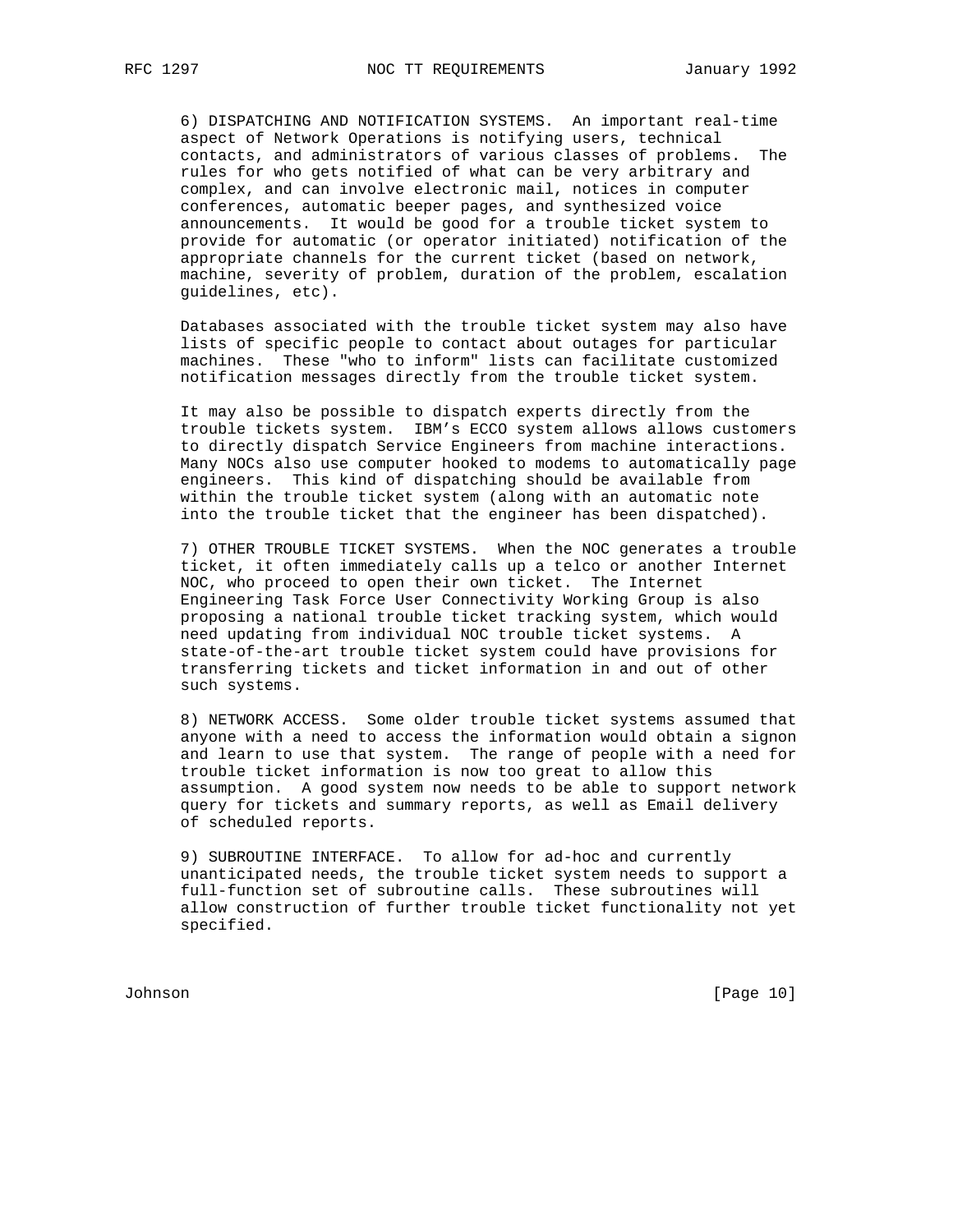6) DISPATCHING AND NOTIFICATION SYSTEMS. An important real-time aspect of Network Operations is notifying users, technical contacts, and administrators of various classes of problems. The rules for who gets notified of what can be very arbitrary and complex, and can involve electronic mail, notices in computer conferences, automatic beeper pages, and synthesized voice announcements. It would be good for a trouble ticket system to provide for automatic (or operator initiated) notification of the appropriate channels for the current ticket (based on network, machine, severity of problem, duration of the problem, escalation guidelines, etc).

Databases associated with the trouble ticket system may also have lists of specific people to contact about outages for particular machines. These "who to inform" lists can facilitate customized notification messages directly from the trouble ticket system.

It may also be possible to dispatch experts directly from the trouble tickets system. IBM's ECCO system allows allows customers to directly dispatch Service Engineers from machine interactions. Many NOCs also use computer hooked to modems to automatically page engineers. This kind of dispatching should be available from within the trouble ticket system (along with an automatic note into the trouble ticket that the engineer has been dispatched).

7) OTHER TROUBLE TICKET SYSTEMS. When the NOC generates a trouble ticket, it often immediately calls up a telco or another Internet NOC, who proceed to open their own ticket. The Internet Engineering Task Force User Connectivity Working Group is also proposing a national trouble ticket tracking system, which would need updating from individual NOC trouble ticket systems. A state-of-the-art trouble ticket system could have provisions for transferring tickets and ticket information in and out of other such systems.

8) NETWORK ACCESS. Some older trouble ticket systems assumed that anyone with a need to access the information would obtain a signon and learn to use that system. The range of people with a need for trouble ticket information is now too great to allow this assumption. A good system now needs to be able to support network query for tickets and summary reports, as well as Email delivery of scheduled reports.

9) SUBROUTINE INTERFACE. To allow for ad-hoc and currently unanticipated needs, the trouble ticket system needs to support a full-function set of subroutine calls. These subroutines will allow construction of further trouble ticket functionality not yet specified.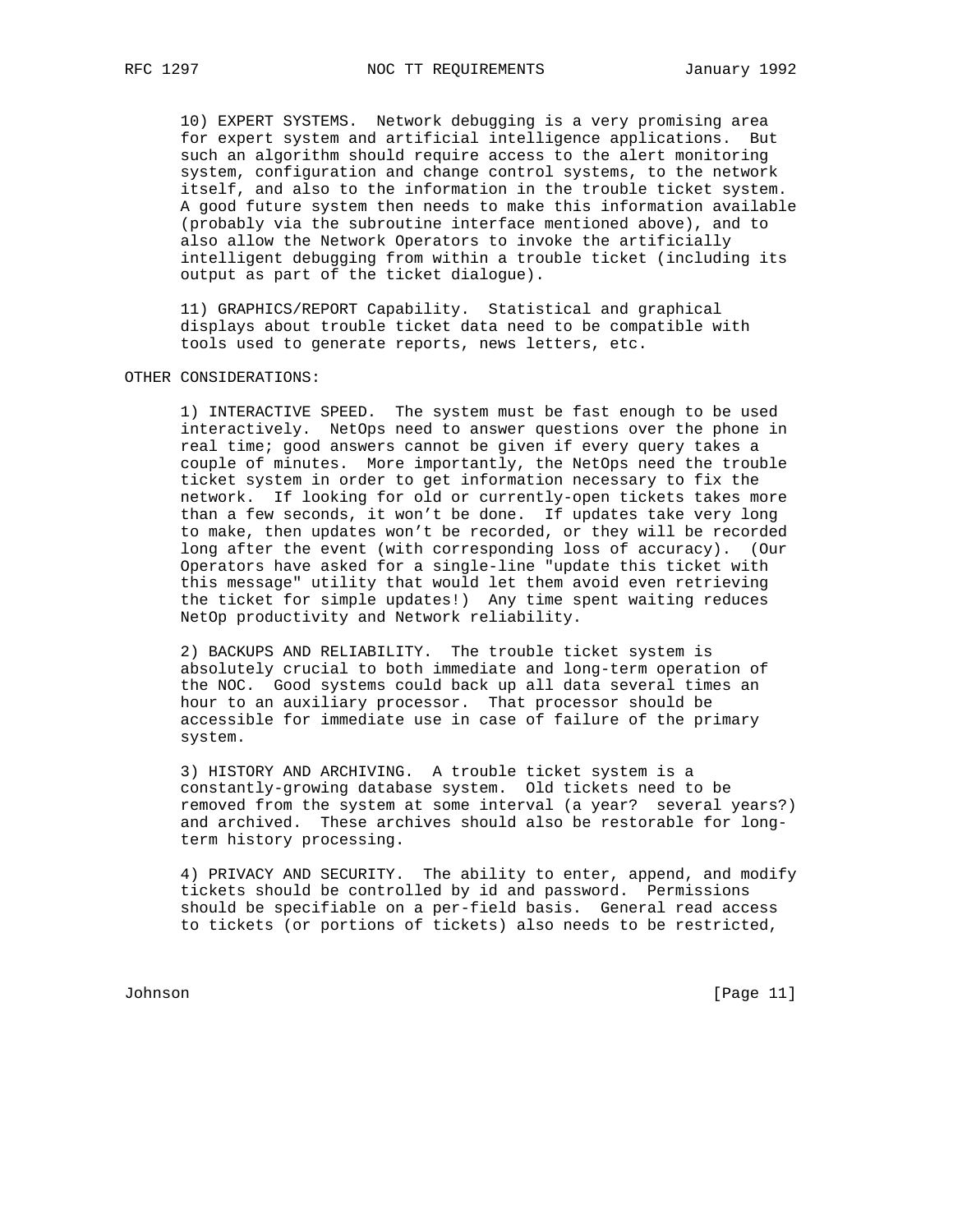10) EXPERT SYSTEMS. Network debugging is a very promising area for expert system and artificial intelligence applications. But such an algorithm should require access to the alert monitoring system, configuration and change control systems, to the network itself, and also to the information in the trouble ticket system. A good future system then needs to make this information available (probably via the subroutine interface mentioned above), and to also allow the Network Operators to invoke the artificially intelligent debugging from within a trouble ticket (including its output as part of the ticket dialogue).

11) GRAPHICS/REPORT Capability. Statistical and graphical displays about trouble ticket data need to be compatible with tools used to generate reports, news letters, etc.

OTHER CONSIDERATIONS:

1) INTERACTIVE SPEED. The system must be fast enough to be used interactively. NetOps need to answer questions over the phone in real time; good answers cannot be given if every query takes a couple of minutes. More importantly, the NetOps need the trouble ticket system in order to get information necessary to fix the network. If looking for old or currently-open tickets takes more than a few seconds, it won't be done. If updates take very long to make, then updates won't be recorded, or they will be recorded long after the event (with corresponding loss of accuracy). (Our Operators have asked for a single-line "update this ticket with this message" utility that would let them avoid even retrieving the ticket for simple updates!) Any time spent waiting reduces NetOp productivity and Network reliability.

2) BACKUPS AND RELIABILITY. The trouble ticket system is absolutely crucial to both immediate and long-term operation of the NOC. Good systems could back up all data several times an hour to an auxiliary processor. That processor should be accessible for immediate use in case of failure of the primary system.

3) HISTORY AND ARCHIVING. A trouble ticket system is a constantly-growing database system. Old tickets need to be removed from the system at some interval (a year? several years?) and archived. These archives should also be restorable for long-term history processing.

4) PRIVACY AND SECURITY. The ability to enter, append, and modify tickets should be controlled by id and password. Permissions should be specifiable on a per-field basis. General read access to tickets (or portions of tickets) also needs to be restricted,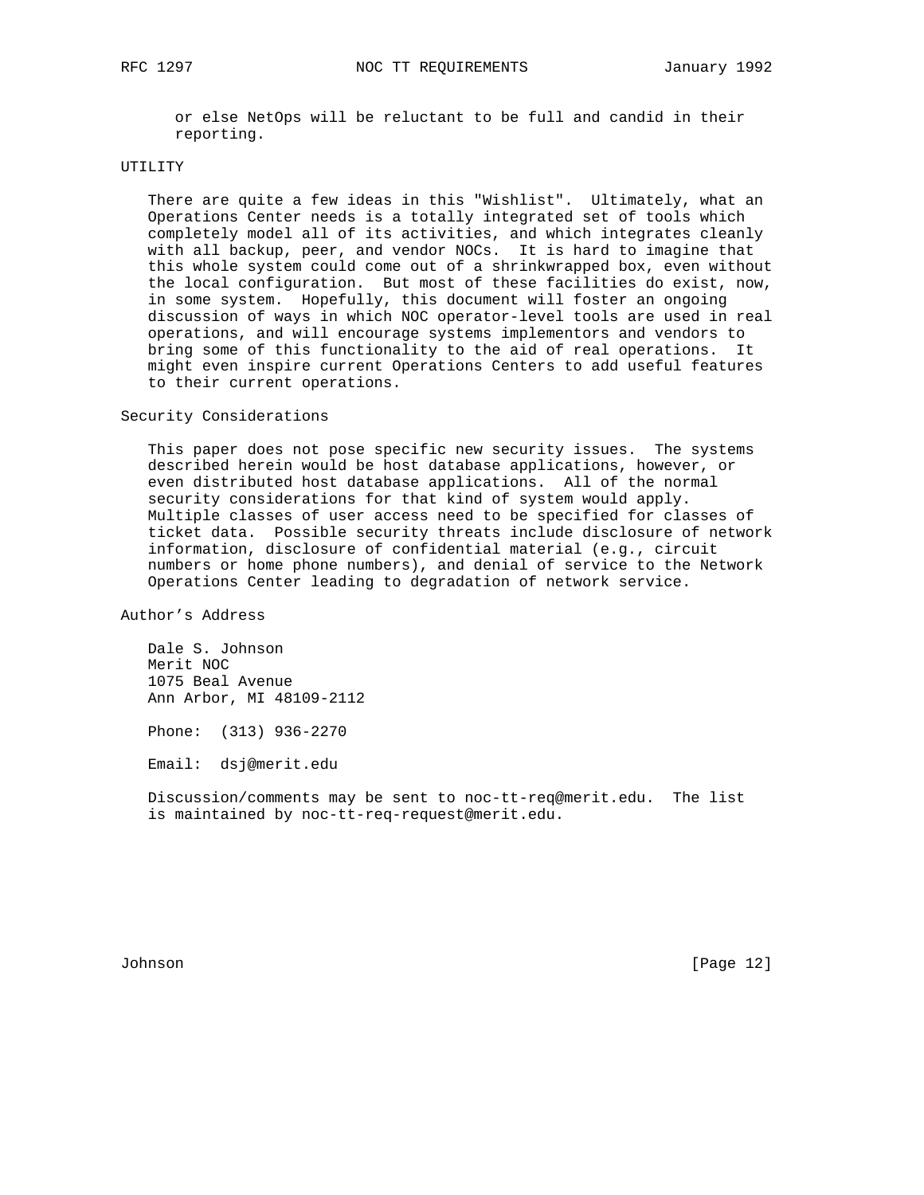or else NetOps will be reluctant to be full and candid in their reporting.

## UTILITY

There are quite a few ideas in this "Wishlist". Ultimately, what an Operations Center needs is a totally integrated set of tools which completely model all of its activities, and which integrates cleanly with all backup, peer, and vendor NOCs. It is hard to imagine that this whole system could come out of a shrinkwrapped box, even without the local configuration. But most of these facilities do exist, now, in some system. Hopefully, this document will foster an ongoing discussion of ways in which NOC operator-level tools are used in real operations, and will encourage systems implementors and vendors to bring some of this functionality to the aid of real operations. It might even inspire current Operations Centers to add useful features to their current operations.

## Security Considerations

This paper does not pose specific new security issues. The systems described herein would be host database applications, however, or even distributed host database applications. All of the normal security considerations for that kind of system would apply. Multiple classes of user access need to be specified for classes of ticket data. Possible security threats include disclosure of network information, disclosure of confidential material (e.g., circuit numbers or home phone numbers), and denial of service to the Network Operations Center leading to degradation of network service.

## Author's Address

Dale S. Johnson
Merit NOC
1075 Beal Avenue
Ann Arbor, MI 48109-2112

Phone: (313) 936-2270

Email: dsj@merit.edu

Discussion/comments may be sent to noc-tt-req@merit.edu. The list is maintained by noc-tt-req-request@merit.edu.